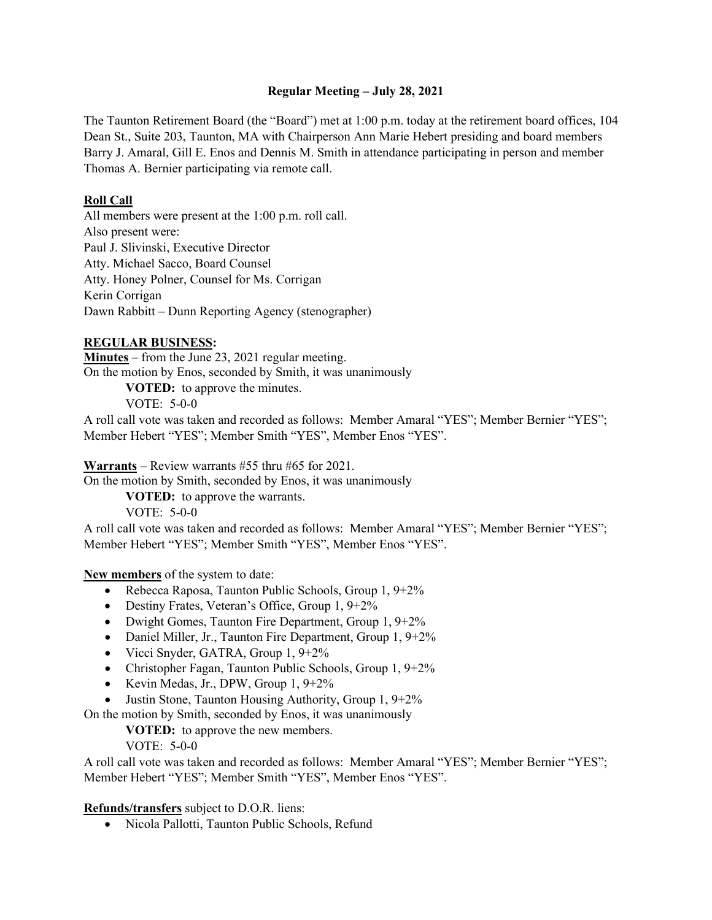# Regular Meeting – July 28, 2021

The Taunton Retirement Board (the "Board") met at 1:00 p.m. today at the retirement board offices, 104 Dean St., Suite 203, Taunton, MA with Chairperson Ann Marie Hebert presiding and board members Barry J. Amaral, Gill E. Enos and Dennis M. Smith in attendance participating in person and member Thomas A. Bernier participating via remote call.

## Roll Call

All members were present at the 1:00 p.m. roll call.
Also present were:
Paul J. Slivinski, Executive Director
Atty. Michael Sacco, Board Counsel
Atty. Honey Polner, Counsel for Ms. Corrigan
Kerin Corrigan
Dawn Rabbitt – Dunn Reporting Agency (stenographer)

## REGULAR BUSINESS:

**Minutes** – from the June 23, 2021 regular meeting.
On the motion by Enos, seconded by Smith, it was unanimously

**VOTED:** to approve the minutes.

VOTE: 5-0-0

A roll call vote was taken and recorded as follows: Member Amaral "YES"; Member Bernier "YES"; Member Hebert "YES"; Member Smith "YES", Member Enos "YES".

**Warrants** – Review warrants #55 thru #65 for 2021.
On the motion by Smith, seconded by Enos, it was unanimously

**VOTED:** to approve the warrants.

VOTE: 5-0-0

A roll call vote was taken and recorded as follows: Member Amaral "YES"; Member Bernier "YES"; Member Hebert "YES"; Member Smith "YES", Member Enos "YES".

**New members** of the system to date:

- Rebecca Raposa, Taunton Public Schools, Group 1, 9+2%
- Destiny Frates, Veteran's Office, Group 1, 9+2%
- Dwight Gomes, Taunton Fire Department, Group 1, 9+2%
- Daniel Miller, Jr., Taunton Fire Department, Group 1, 9+2%
- Vicci Snyder, GATRA, Group 1, 9+2%
- Christopher Fagan, Taunton Public Schools, Group 1, 9+2%
- Kevin Medas, Jr., DPW, Group 1, 9+2%
- Justin Stone, Taunton Housing Authority, Group 1, 9+2%

On the motion by Smith, seconded by Enos, it was unanimously

**VOTED:** to approve the new members.

VOTE: 5-0-0

A roll call vote was taken and recorded as follows: Member Amaral "YES"; Member Bernier "YES"; Member Hebert "YES"; Member Smith "YES", Member Enos "YES".

**Refunds/transfers** subject to D.O.R. liens:

- Nicola Pallotti, Taunton Public Schools, Refund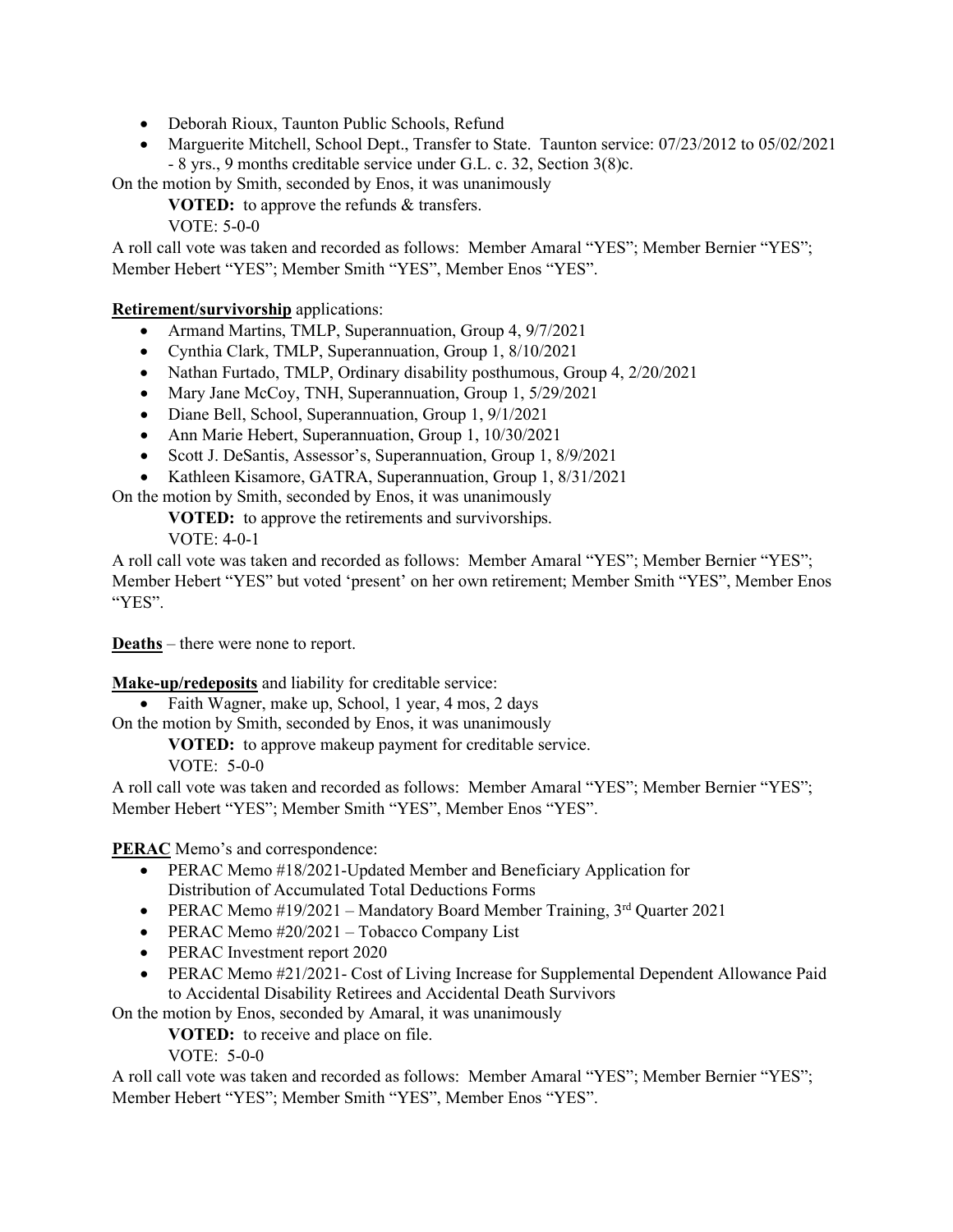- Deborah Rioux, Taunton Public Schools, Refund
- Marguerite Mitchell, School Dept., Transfer to State. Taunton service: 07/23/2012 to 05/02/2021 - 8 yrs., 9 months creditable service under G.L. c. 32, Section 3(8)c.

On the motion by Smith, seconded by Enos, it was unanimously

**VOTED:** to approve the refunds & transfers.

VOTE: 5-0-0

A roll call vote was taken and recorded as follows: Member Amaral "YES"; Member Bernier "YES"; Member Hebert "YES"; Member Smith "YES", Member Enos "YES".

**Retirement/survivorship** applications:

- Armand Martins, TMLP, Superannuation, Group 4, 9/7/2021
- Cynthia Clark, TMLP, Superannuation, Group 1, 8/10/2021
- Nathan Furtado, TMLP, Ordinary disability posthumous, Group 4, 2/20/2021
- Mary Jane McCoy, TNH, Superannuation, Group 1, 5/29/2021
- Diane Bell, School, Superannuation, Group 1, 9/1/2021
- Ann Marie Hebert, Superannuation, Group 1, 10/30/2021
- Scott J. DeSantis, Assessor's, Superannuation, Group 1, 8/9/2021
- Kathleen Kisamore, GATRA, Superannuation, Group 1, 8/31/2021

On the motion by Smith, seconded by Enos, it was unanimously

**VOTED:** to approve the retirements and survivorships.

VOTE: 4-0-1

A roll call vote was taken and recorded as follows: Member Amaral "YES"; Member Bernier "YES"; Member Hebert "YES" but voted 'present' on her own retirement; Member Smith "YES", Member Enos "YES".

**Deaths** – there were none to report.

**Make-up/redeposits** and liability for creditable service:

- Faith Wagner, make up, School, 1 year, 4 mos, 2 days

On the motion by Smith, seconded by Enos, it was unanimously

**VOTED:** to approve makeup payment for creditable service.

VOTE: 5-0-0

A roll call vote was taken and recorded as follows: Member Amaral "YES"; Member Bernier "YES"; Member Hebert "YES"; Member Smith "YES", Member Enos "YES".

**PERAC** Memo's and correspondence:

- PERAC Memo #18/2021-Updated Member and Beneficiary Application for Distribution of Accumulated Total Deductions Forms
- PERAC Memo #19/2021 – Mandatory Board Member Training, 3rd Quarter 2021
- PERAC Memo #20/2021 – Tobacco Company List
- PERAC Investment report 2020
- PERAC Memo #21/2021- Cost of Living Increase for Supplemental Dependent Allowance Paid to Accidental Disability Retirees and Accidental Death Survivors

On the motion by Enos, seconded by Amaral, it was unanimously

**VOTED:** to receive and place on file.

VOTE: 5-0-0

A roll call vote was taken and recorded as follows: Member Amaral "YES"; Member Bernier "YES"; Member Hebert "YES"; Member Smith "YES", Member Enos "YES".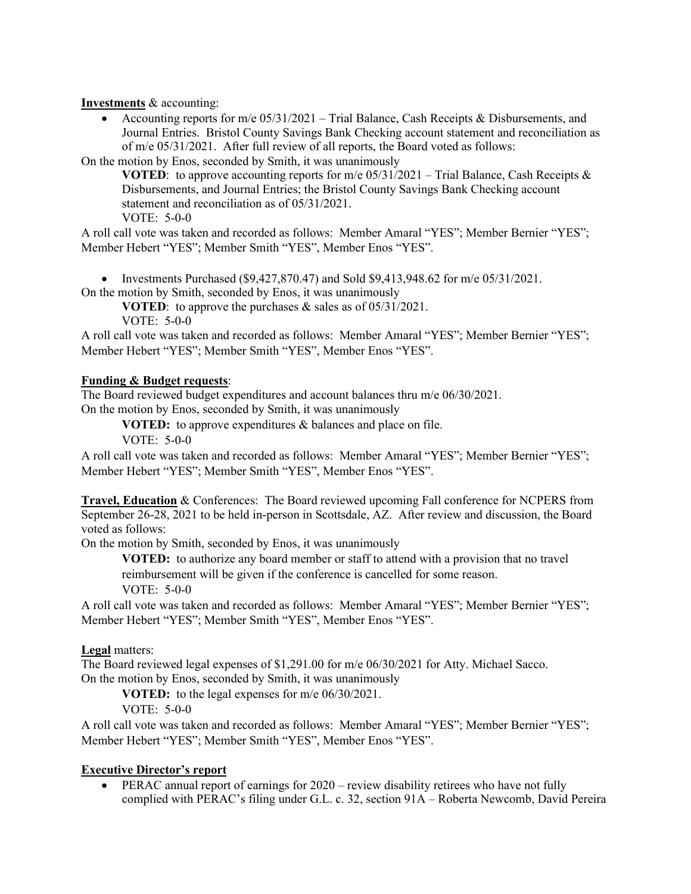**Investments** & accounting:

- Accounting reports for m/e 05/31/2021 – Trial Balance, Cash Receipts & Disbursements, and Journal Entries. Bristol County Savings Bank Checking account statement and reconciliation as of m/e 05/31/2021. After full review of all reports, the Board voted as follows:

On the motion by Enos, seconded by Smith, it was unanimously

> **VOTED**: to approve accounting reports for m/e 05/31/2021 – Trial Balance, Cash Receipts & Disbursements, and Journal Entries; the Bristol County Savings Bank Checking account statement and reconciliation as of 05/31/2021.
> VOTE: 5-0-0

A roll call vote was taken and recorded as follows: Member Amaral "YES"; Member Bernier "YES"; Member Hebert "YES"; Member Smith "YES", Member Enos "YES".

- Investments Purchased ($9,427,870.47) and Sold $9,413,948.62 for m/e 05/31/2021.

On the motion by Smith, seconded by Enos, it was unanimously

> **VOTED**: to approve the purchases & sales as of 05/31/2021.
> VOTE: 5-0-0

A roll call vote was taken and recorded as follows: Member Amaral "YES"; Member Bernier "YES"; Member Hebert "YES"; Member Smith "YES", Member Enos "YES".

**Funding & Budget requests**:

The Board reviewed budget expenditures and account balances thru m/e 06/30/2021.
On the motion by Enos, seconded by Smith, it was unanimously

> **VOTED:** to approve expenditures & balances and place on file.
> VOTE: 5-0-0

A roll call vote was taken and recorded as follows: Member Amaral "YES"; Member Bernier "YES"; Member Hebert "YES"; Member Smith "YES", Member Enos "YES".

**Travel, Education** & Conferences: The Board reviewed upcoming Fall conference for NCPERS from September 26-28, 2021 to be held in-person in Scottsdale, AZ. After review and discussion, the Board voted as follows:

On the motion by Smith, seconded by Enos, it was unanimously

> **VOTED:** to authorize any board member or staff to attend with a provision that no travel reimbursement will be given if the conference is cancelled for some reason.
> VOTE: 5-0-0

A roll call vote was taken and recorded as follows: Member Amaral "YES"; Member Bernier "YES"; Member Hebert "YES"; Member Smith "YES", Member Enos "YES".

**Legal** matters:

The Board reviewed legal expenses of $1,291.00 for m/e 06/30/2021 for Atty. Michael Sacco.
On the motion by Enos, seconded by Smith, it was unanimously

> **VOTED:** to the legal expenses for m/e 06/30/2021.
> VOTE: 5-0-0

A roll call vote was taken and recorded as follows: Member Amaral "YES"; Member Bernier "YES"; Member Hebert "YES"; Member Smith "YES", Member Enos "YES".

**Executive Director's report**

- PERAC annual report of earnings for 2020 – review disability retirees who have not fully complied with PERAC's filing under G.L. c. 32, section 91A – Roberta Newcomb, David Pereira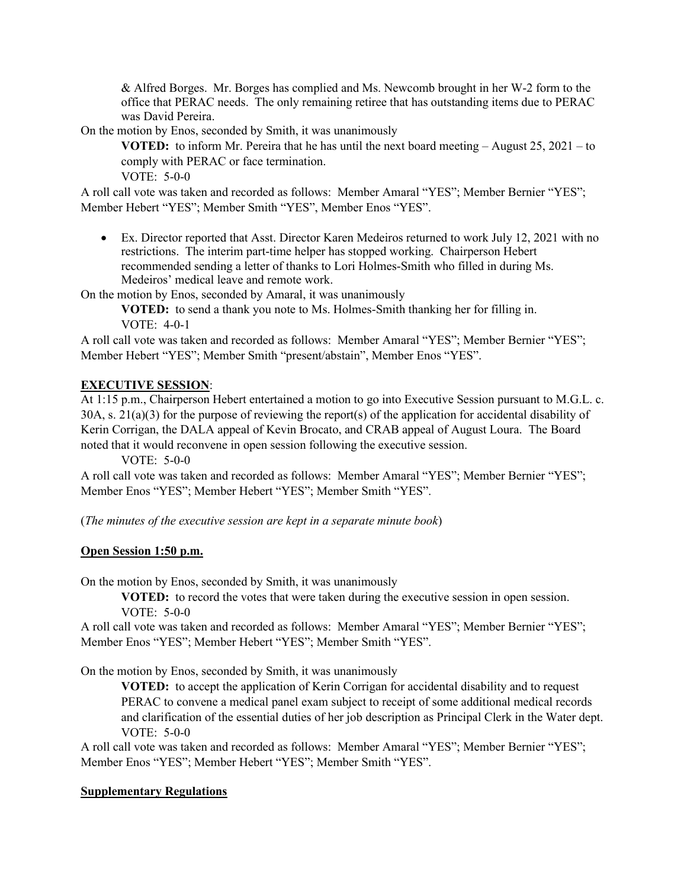& Alfred Borges. Mr. Borges has complied and Ms. Newcomb brought in her W-2 form to the office that PERAC needs. The only remaining retiree that has outstanding items due to PERAC was David Pereira.

On the motion by Enos, seconded by Smith, it was unanimously

> **VOTED:** to inform Mr. Pereira that he has until the next board meeting – August 25, 2021 – to comply with PERAC or face termination.
> VOTE: 5-0-0

A roll call vote was taken and recorded as follows: Member Amaral "YES"; Member Bernier "YES"; Member Hebert "YES"; Member Smith "YES", Member Enos "YES".

- Ex. Director reported that Asst. Director Karen Medeiros returned to work July 12, 2021 with no restrictions. The interim part-time helper has stopped working. Chairperson Hebert recommended sending a letter of thanks to Lori Holmes-Smith who filled in during Ms. Medeiros' medical leave and remote work.

On the motion by Enos, seconded by Amaral, it was unanimously

> **VOTED:** to send a thank you note to Ms. Holmes-Smith thanking her for filling in.
> VOTE: 4-0-1

A roll call vote was taken and recorded as follows: Member Amaral "YES"; Member Bernier "YES"; Member Hebert "YES"; Member Smith "present/abstain", Member Enos "YES".

**EXECUTIVE SESSION**:

At 1:15 p.m., Chairperson Hebert entertained a motion to go into Executive Session pursuant to M.G.L. c. 30A, s. 21(a)(3) for the purpose of reviewing the report(s) of the application for accidental disability of Kerin Corrigan, the DALA appeal of Kevin Brocato, and CRAB appeal of August Loura. The Board noted that it would reconvene in open session following the executive session.

> VOTE: 5-0-0

A roll call vote was taken and recorded as follows: Member Amaral "YES"; Member Bernier "YES"; Member Enos "YES"; Member Hebert "YES"; Member Smith "YES".

(*The minutes of the executive session are kept in a separate minute book*)

**Open Session 1:50 p.m.**

On the motion by Enos, seconded by Smith, it was unanimously

> **VOTED:** to record the votes that were taken during the executive session in open session.
> VOTE: 5-0-0

A roll call vote was taken and recorded as follows: Member Amaral "YES"; Member Bernier "YES"; Member Enos "YES"; Member Hebert "YES"; Member Smith "YES".

On the motion by Enos, seconded by Smith, it was unanimously

> **VOTED:** to accept the application of Kerin Corrigan for accidental disability and to request PERAC to convene a medical panel exam subject to receipt of some additional medical records and clarification of the essential duties of her job description as Principal Clerk in the Water dept.
> VOTE: 5-0-0

A roll call vote was taken and recorded as follows: Member Amaral "YES"; Member Bernier "YES"; Member Enos "YES"; Member Hebert "YES"; Member Smith "YES".

**Supplementary Regulations**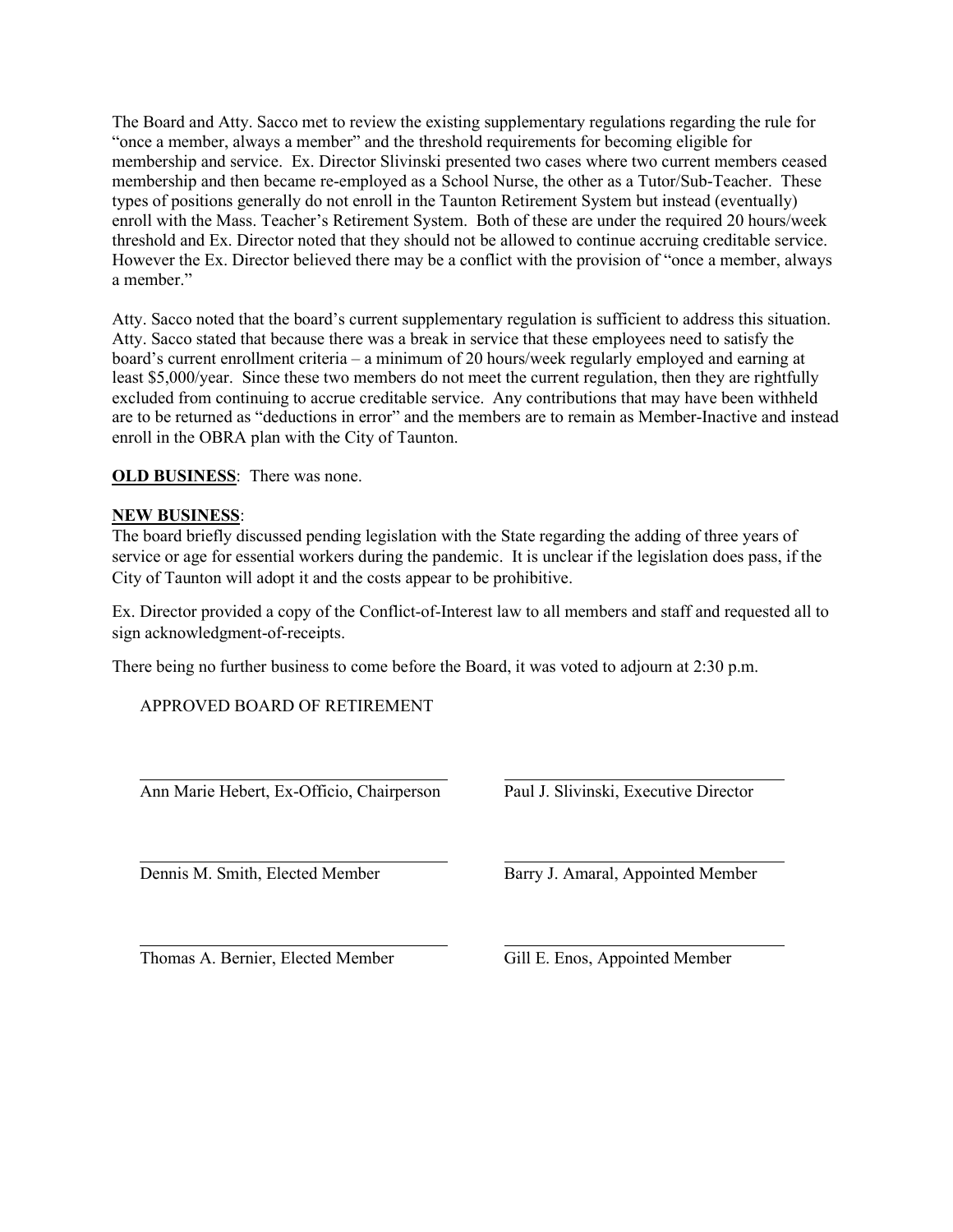The Board and Atty. Sacco met to review the existing supplementary regulations regarding the rule for "once a member, always a member" and the threshold requirements for becoming eligible for membership and service. Ex. Director Slivinski presented two cases where two current members ceased membership and then became re-employed as a School Nurse, the other as a Tutor/Sub-Teacher. These types of positions generally do not enroll in the Taunton Retirement System but instead (eventually) enroll with the Mass. Teacher's Retirement System. Both of these are under the required 20 hours/week threshold and Ex. Director noted that they should not be allowed to continue accruing creditable service. However the Ex. Director believed there may be a conflict with the provision of "once a member, always a member."

Atty. Sacco noted that the board's current supplementary regulation is sufficient to address this situation. Atty. Sacco stated that because there was a break in service that these employees need to satisfy the board's current enrollment criteria – a minimum of 20 hours/week regularly employed and earning at least $5,000/year. Since these two members do not meet the current regulation, then they are rightfully excluded from continuing to accrue creditable service. Any contributions that may have been withheld are to be returned as "deductions in error" and the members are to remain as Member-Inactive and instead enroll in the OBRA plan with the City of Taunton.

**OLD BUSINESS**: There was none.

**NEW BUSINESS**:

The board briefly discussed pending legislation with the State regarding the adding of three years of service or age for essential workers during the pandemic. It is unclear if the legislation does pass, if the City of Taunton will adopt it and the costs appear to be prohibitive.

Ex. Director provided a copy of the Conflict-of-Interest law to all members and staff and requested all to sign acknowledgment-of-receipts.

There being no further business to come before the Board, it was voted to adjourn at 2:30 p.m.

APPROVED BOARD OF RETIREMENT

Ann Marie Hebert, Ex-Officio, Chairperson

Paul J. Slivinski, Executive Director

Dennis M. Smith, Elected Member

Barry J. Amaral, Appointed Member

Thomas A. Bernier, Elected Member

Gill E. Enos, Appointed Member